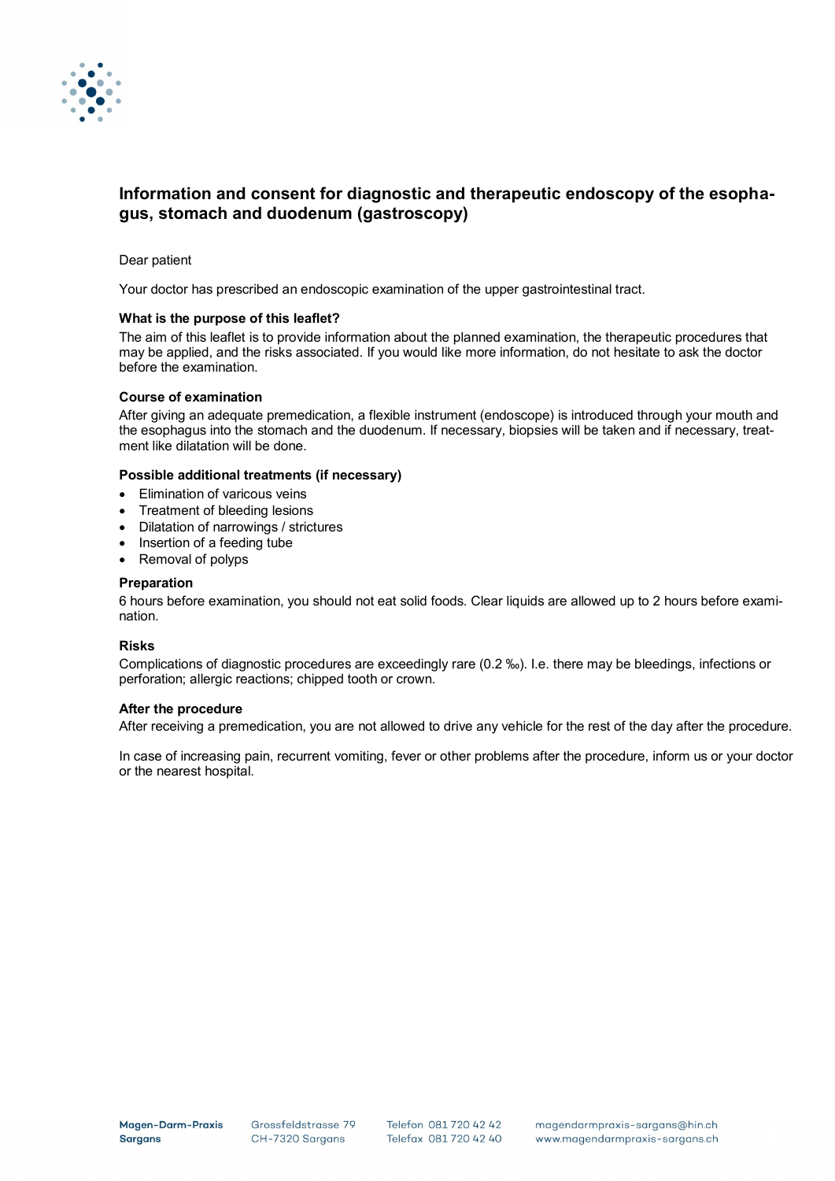# Information and consent for diagnostic and therapeutic endoscopy of the esophagus, stomach and duodenum (gastroscopy)

Dear patient

Your doctor has prescribed an endoscopic examination of the upper gastrointestinal tract.

### What is the purpose of this leaflet?

The aim of this leaflet is to provide information about the planned examination, the therapeutic procedures that may be applied, and the risks associated. If you would like more information, do not hesitate to ask the doctor before the examination.

### Course of examination

After giving an adequate premedication, a flexible instrument (endoscope) is introduced through your mouth and the esophagus into the stomach and the duodenum. If necessary, biopsies will be taken and if necessary, treatment like dilatation will be done.

### Possible additional treatments (if necessary)

- Elimination of varicous veins
- Treatment of bleeding lesions
- Dilatation of narrowings / strictures
- Insertion of a feeding tube
- Removal of polyps

### Preparation

6 hours before examination, you should not eat solid foods. Clear liquids are allowed up to 2 hours before examination.

### Risks

Complications of diagnostic procedures are exceedingly rare (0.2 ‰). I.e. there may be bleedings, infections or perforation; allergic reactions; chipped tooth or crown.

### After the procedure

After receiving a premedication, you are not allowed to drive any vehicle for the rest of the day after the procedure.

In case of increasing pain, recurrent vomiting, fever or other problems after the procedure, inform us or your doctor or the nearest hospital.

**Magen-Darm-Praxis Sargans** Grossfeldstrasse 79 CH-7320 Sargans Telefon 081 720 42 42 Telefax 081 720 42 40 magendarmpraxis-sargans@hin.ch www.magendarmpraxis-sargans.ch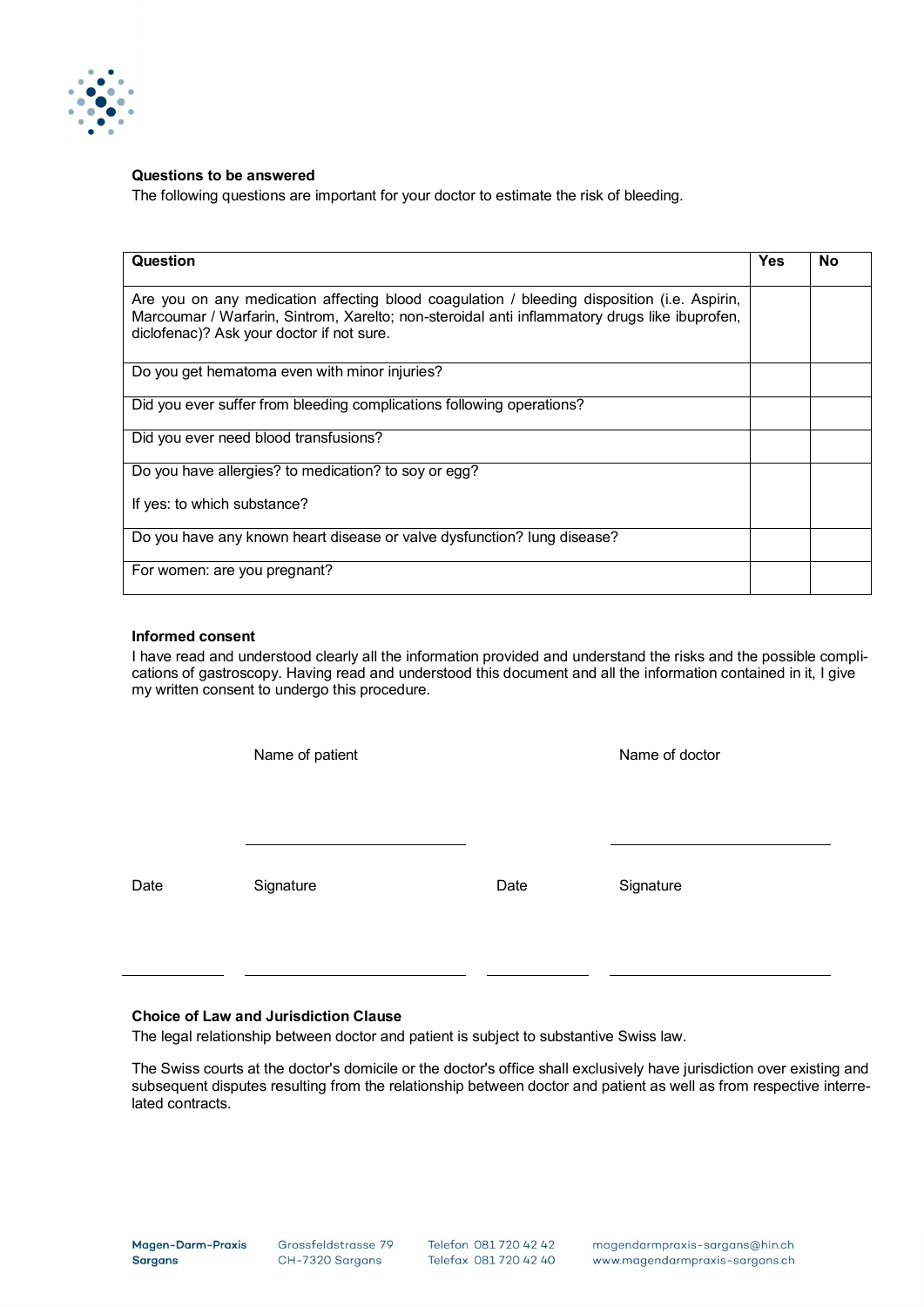**Questions to be answered**

The following questions are important for your doctor to estimate the risk of bleeding.

| Question | Yes | No |
|---|---|---|
| Are you on any medication affecting blood coagulation / bleeding disposition (i.e. Aspirin, Marcoumar / Warfarin, Sintrom, Xarelto; non-steroidal anti inflammatory drugs like ibuprofen, diclofenac)? Ask your doctor if not sure. | | |
| Do you get hematoma even with minor injuries? | | |
| Did you ever suffer from bleeding complications following operations? | | |
| Did you ever need blood transfusions? | | |
| Do you have allergies? to medication? to soy or egg?<br><br>If yes: to which substance? | | |
| Do you have any known heart disease or valve dysfunction? lung disease? | | |
| For women: are you pregnant? | | |

**Informed consent**

I have read and understood clearly all the information provided and understand the risks and the possible complications of gastroscopy. Having read and understood this document and all the information contained in it, I give my written consent to undergo this procedure.

Name of patient ______________________

Name of doctor ______________________

Date __________ Signature ______________________

Date __________ Signature ______________________

**Choice of Law and Jurisdiction Clause**

The legal relationship between doctor and patient is subject to substantive Swiss law.

The Swiss courts at the doctor's domicile or the doctor's office shall exclusively have jurisdiction over existing and subsequent disputes resulting from the relationship between doctor and patient as well as from respective interrelated contracts.

**Magen-Darm-Praxis Sargans** Grossfeldstrasse 79 CH-7320 Sargans Telefon 081 720 42 42 Telefax 081 720 42 40 magendarmpraxis-sargans@hin.ch www.magendarmpraxis-sargans.ch